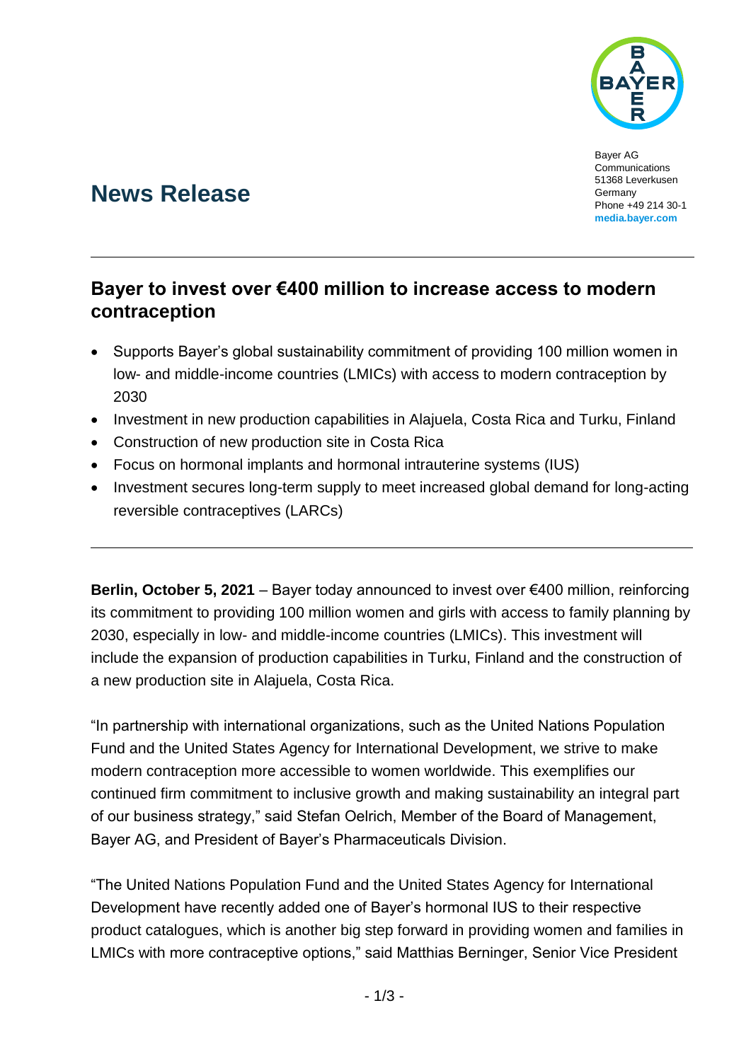Bayer AG
Communications
51368 Leverkusen
Germany
Phone +49 214 30-1
**media.bayer.com**

# News Release

## Bayer to invest over €400 million to increase access to modern contraception

- Supports Bayer's global sustainability commitment of providing 100 million women in low- and middle-income countries (LMICs) with access to modern contraception by 2030
- Investment in new production capabilities in Alajuela, Costa Rica and Turku, Finland
- Construction of new production site in Costa Rica
- Focus on hormonal implants and hormonal intrauterine systems (IUS)
- Investment secures long-term supply to meet increased global demand for long-acting reversible contraceptives (LARCs)

**Berlin, October 5, 2021** – Bayer today announced to invest over €400 million, reinforcing its commitment to providing 100 million women and girls with access to family planning by 2030, especially in low- and middle-income countries (LMICs). This investment will include the expansion of production capabilities in Turku, Finland and the construction of a new production site in Alajuela, Costa Rica.

"In partnership with international organizations, such as the United Nations Population Fund and the United States Agency for International Development, we strive to make modern contraception more accessible to women worldwide. This exemplifies our continued firm commitment to inclusive growth and making sustainability an integral part of our business strategy," said Stefan Oelrich, Member of the Board of Management, Bayer AG, and President of Bayer's Pharmaceuticals Division.

"The United Nations Population Fund and the United States Agency for International Development have recently added one of Bayer's hormonal IUS to their respective product catalogues, which is another big step forward in providing women and families in LMICs with more contraceptive options," said Matthias Berninger, Senior Vice President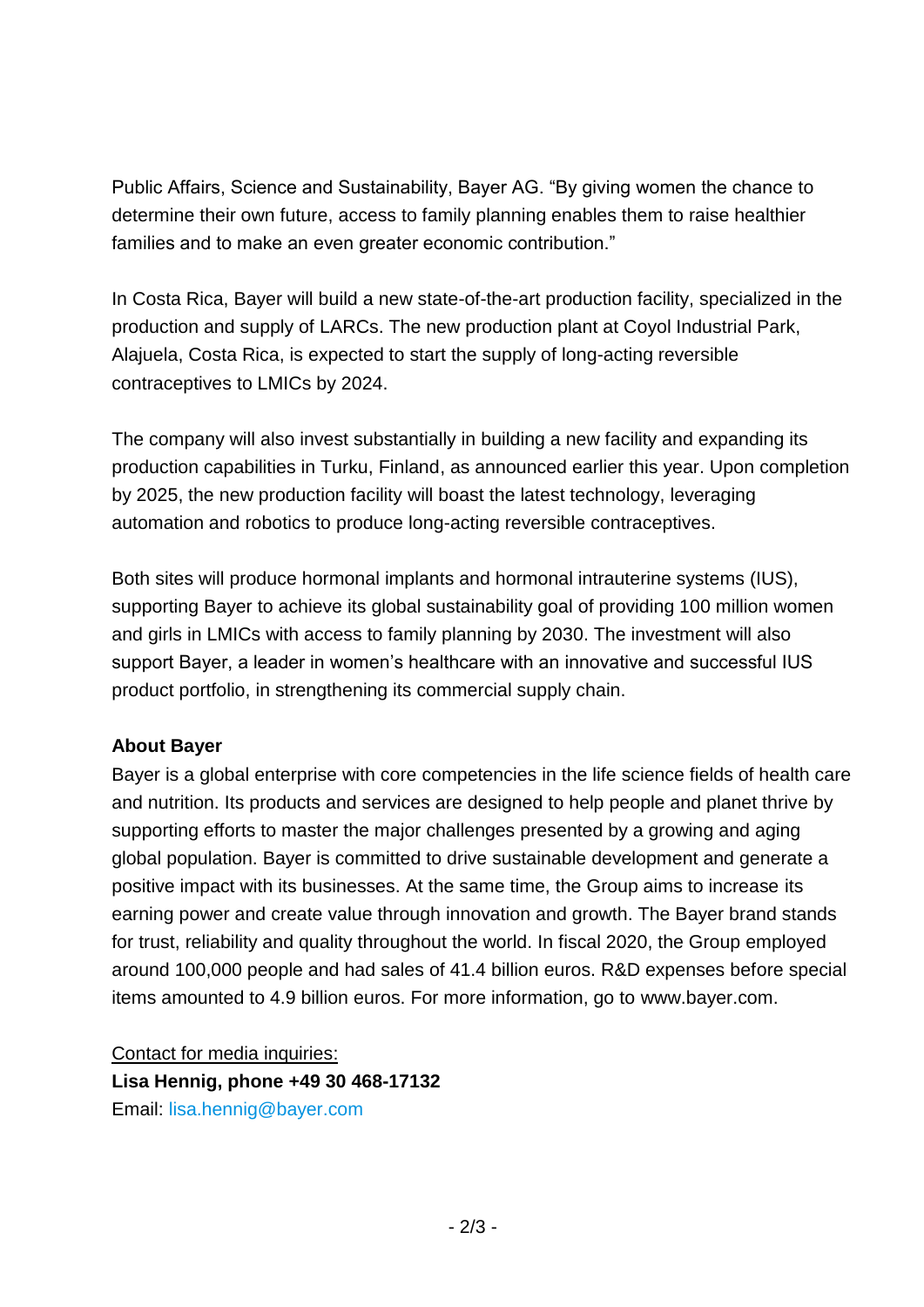Public Affairs, Science and Sustainability, Bayer AG. “By giving women the chance to determine their own future, access to family planning enables them to raise healthier families and to make an even greater economic contribution.”

In Costa Rica, Bayer will build a new state-of-the-art production facility, specialized in the production and supply of LARCs. The new production plant at Coyol Industrial Park, Alajuela, Costa Rica, is expected to start the supply of long-acting reversible contraceptives to LMICs by 2024.

The company will also invest substantially in building a new facility and expanding its production capabilities in Turku, Finland, as announced earlier this year. Upon completion by 2025, the new production facility will boast the latest technology, leveraging automation and robotics to produce long-acting reversible contraceptives.

Both sites will produce hormonal implants and hormonal intrauterine systems (IUS), supporting Bayer to achieve its global sustainability goal of providing 100 million women and girls in LMICs with access to family planning by 2030. The investment will also support Bayer, a leader in women’s healthcare with an innovative and successful IUS product portfolio, in strengthening its commercial supply chain.

**About Bayer**

Bayer is a global enterprise with core competencies in the life science fields of health care and nutrition. Its products and services are designed to help people and planet thrive by supporting efforts to master the major challenges presented by a growing and aging global population. Bayer is committed to drive sustainable development and generate a positive impact with its businesses. At the same time, the Group aims to increase its earning power and create value through innovation and growth. The Bayer brand stands for trust, reliability and quality throughout the world. In fiscal 2020, the Group employed around 100,000 people and had sales of 41.4 billion euros. R&D expenses before special items amounted to 4.9 billion euros. For more information, go to www.bayer.com.

Contact for media inquiries:
**Lisa Hennig, phone +49 30 468-17132**
Email: lisa.hennig@bayer.com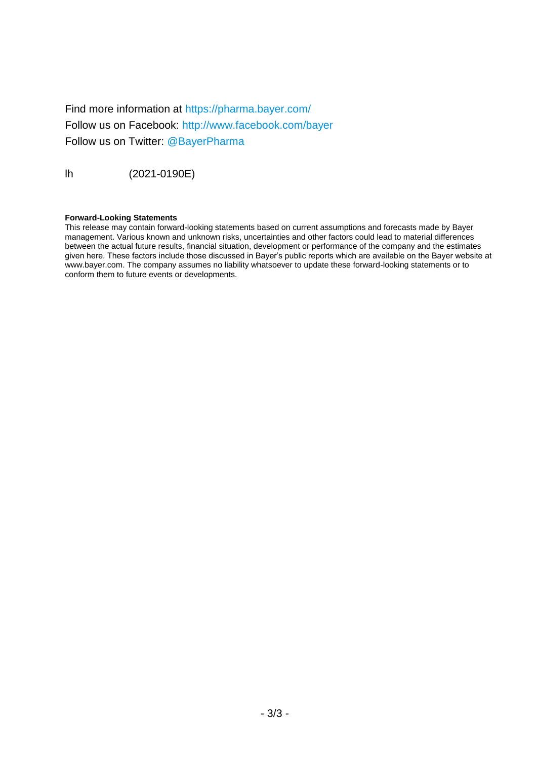Find more information at https://pharma.bayer.com/
Follow us on Facebook: http://www.facebook.com/bayer
Follow us on Twitter: @BayerPharma

lh (2021-0190E)

**Forward-Looking Statements**
This release may contain forward-looking statements based on current assumptions and forecasts made by Bayer management. Various known and unknown risks, uncertainties and other factors could lead to material differences between the actual future results, financial situation, development or performance of the company and the estimates given here. These factors include those discussed in Bayer's public reports which are available on the Bayer website at www.bayer.com. The company assumes no liability whatsoever to update these forward-looking statements or to conform them to future events or developments.